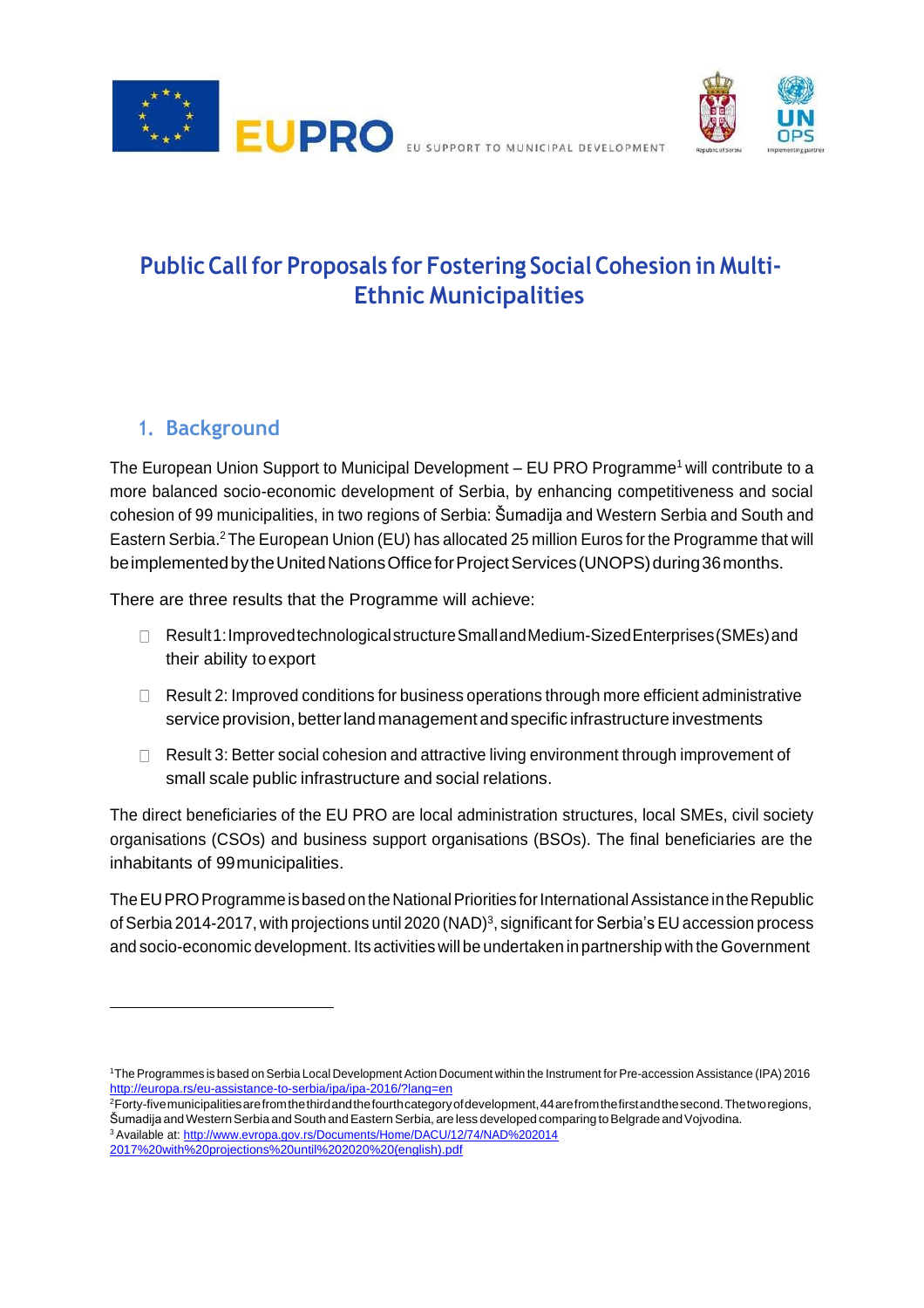EUPRO EU SUPPORT TO MUNICIPAL DEVELOPMENT

# Public Call for Proposals for Fostering Social Cohesion in Multi-Ethnic Municipalities

## 1. Background

The European Union Support to Municipal Development – EU PRO Programme[1] will contribute to a more balanced socio-economic development of Serbia, by enhancing competitiveness and social cohesion of 99 municipalities, in two regions of Serbia: Šumadija and Western Serbia and South and Eastern Serbia.[2] The European Union (EU) has allocated 25 million Euros for the Programme that will be implemented by the United Nations Office for Project Services (UNOPS) during 36 months.

There are three results that the Programme will achieve:

- Result 1: Improved technological structure Small and Medium-Sized Enterprises (SMEs) and their ability to export
- Result 2: Improved conditions for business operations through more efficient administrative service provision, better land management and specific infrastructure investments
- Result 3: Better social cohesion and attractive living environment through improvement of small scale public infrastructure and social relations.

The direct beneficiaries of the EU PRO are local administration structures, local SMEs, civil society organisations (CSOs) and business support organisations (BSOs). The final beneficiaries are the inhabitants of 99 municipalities.

The EU PRO Programme is based on the National Priorities for International Assistance in the Republic of Serbia 2014-2017, with projections until 2020 (NAD)[3], significant for Serbia's EU accession process and socio-economic development. Its activities will be undertaken in partnership with the Government

---

[1] The Programmes is based on Serbia Local Development Action Document within the Instrument for Pre-accession Assistance (IPA) 2016 http://europa.rs/eu-assistance-to-serbia/ipa/ipa-2016/?lang=en

[2] Forty-five municipalities are from the third and the fourth category of development, 44 are from the first and the second. The two regions, Šumadija and Western Serbia and South and Eastern Serbia, are less developed comparing to Belgrade and Vojvodina.

[3] Available at: http://www.evropa.gov.rs/Documents/Home/DACU/12/74/NAD%202014 2017%20with%20projections%20until%202020%20(english).pdf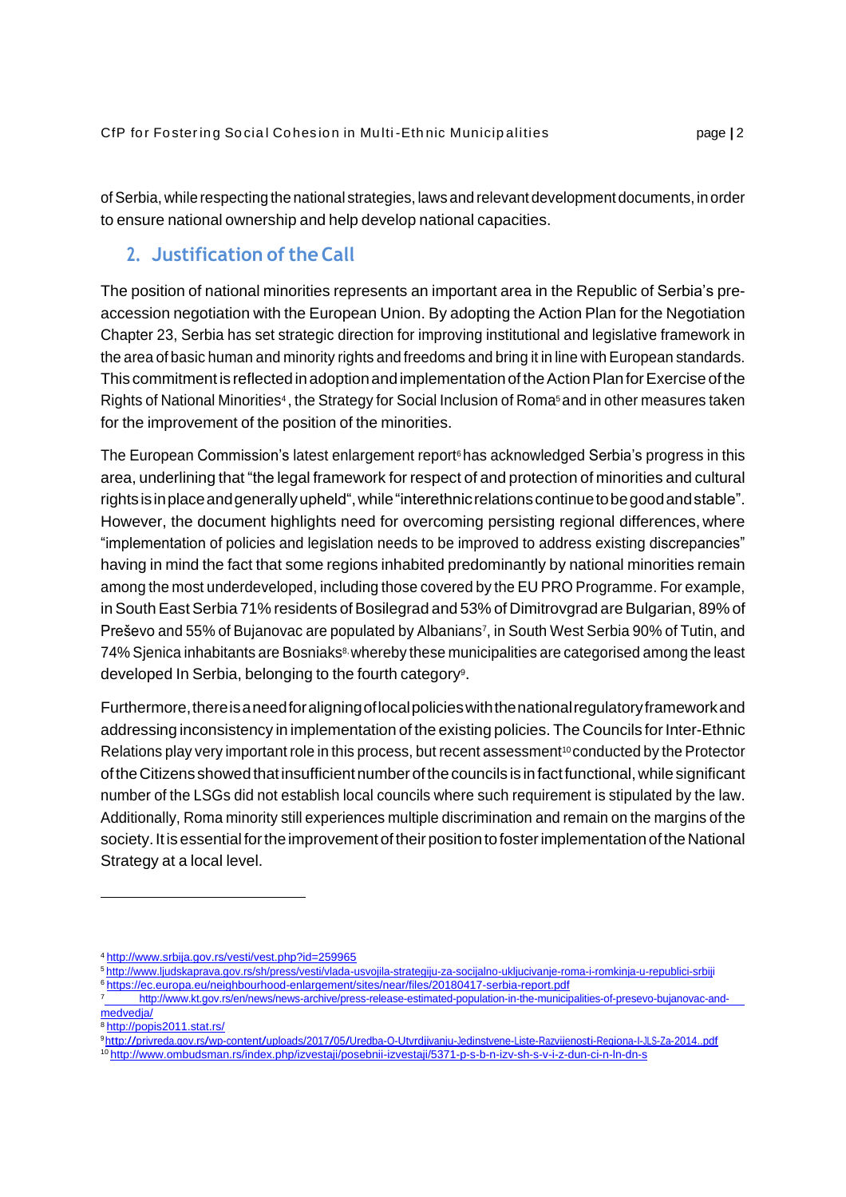of Serbia, while respecting the national strategies, laws and relevant development documents, in order to ensure national ownership and help develop national capacities.

## 2. Justification of the Call

The position of national minorities represents an important area in the Republic of Serbia's pre-accession negotiation with the European Union. By adopting the Action Plan for the Negotiation Chapter 23, Serbia has set strategic direction for improving institutional and legislative framework in the area of basic human and minority rights and freedoms and bring it in line with European standards. This commitment is reflected in adoption and implementation of the Action Plan for Exercise of the Rights of National Minorities[4], the Strategy for Social Inclusion of Roma[5] and in other measures taken for the improvement of the position of the minorities.

The European Commission's latest enlargement report[6] has acknowledged Serbia's progress in this area, underlining that "the legal framework for respect of and protection of minorities and cultural rights is in place and generally upheld", while "interethnic relations continue to be good and stable". However, the document highlights need for overcoming persisting regional differences, where "implementation of policies and legislation needs to be improved to address existing discrepancies" having in mind the fact that some regions inhabited predominantly by national minorities remain among the most underdeveloped, including those covered by the EU PRO Programme. For example, in South East Serbia 71% residents of Bosilegrad and 53% of Dimitrovgrad are Bulgarian, 89% of Preševo and 55% of Bujanovac are populated by Albanians[7], in South West Serbia 90% of Tutin, and 74% Sjenica inhabitants are Bosniaks[8], whereby these municipalities are categorised among the least developed In Serbia, belonging to the fourth category[9].

Furthermore, there is a need for aligning of local policies with the national regulatory framework and addressing inconsistency in implementation of the existing policies. The Councils for Inter-Ethnic Relations play very important role in this process, but recent assessment[10] conducted by the Protector of the Citizens showed that insufficient number of the councils is in fact functional, while significant number of the LSGs did not establish local councils where such requirement is stipulated by the law. Additionally, Roma minority still experiences multiple discrimination and remain on the margins of the society. It is essential for the improvement of their position to foster implementation of the National Strategy at a local level.

---

[4] http://www.srbija.gov.rs/vesti/vest.php?id=259965

[5] http://www.ljudskaprava.gov.rs/sh/press/vesti/vlada-usvojila-strategiju-za-socijalno-ukljucivanje-roma-i-romkinja-u-republici-srbiji

[6] https://ec.europa.eu/neighbourhood-enlargement/sites/near/files/20180417-serbia-report.pdf

[7] http://www.kt.gov.rs/en/news/news-archive/press-release-estimated-population-in-the-municipalities-of-presevo-bujanovac-and-medvedja/

[8] http://popis2011.stat.rs/

[9] http://privreda.gov.rs/wp-content/uploads/2017/05/Uredba-O-Utvrdjivanju-Jedinstvene-Liste-Razvijenosti-Regiona-I-JLS-Za-2014..pdf

[10] http://www.ombudsman.rs/index.php/izvestaji/posebnii-izvestaji/5371-p-s-b-n-izv-sh-s-v-i-z-dun-ci-n-ln-dn-s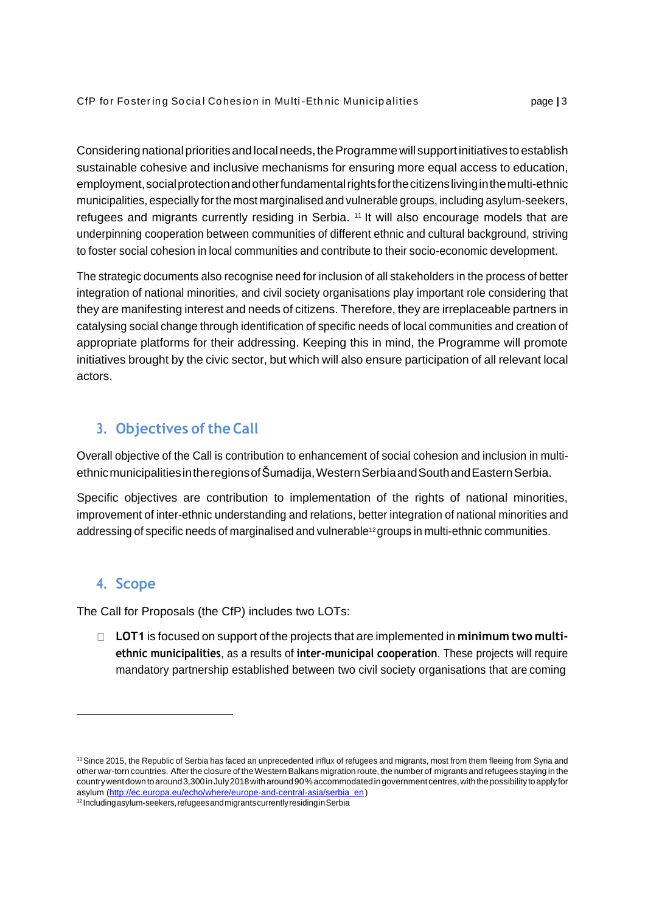Considering national priorities and local needs, the Programme will support initiatives to establish sustainable cohesive and inclusive mechanisms for ensuring more equal access to education, employment, social protection and other fundamental rights for the citizens living in the multi-ethnic municipalities, especially for the most marginalised and vulnerable groups, including asylum-seekers, refugees and migrants currently residing in Serbia. [11] It will also encourage models that are underpinning cooperation between communities of different ethnic and cultural background, striving to foster social cohesion in local communities and contribute to their socio-economic development.

The strategic documents also recognise need for inclusion of all stakeholders in the process of better integration of national minorities, and civil society organisations play important role considering that they are manifesting interest and needs of citizens. Therefore, they are irreplaceable partners in catalysing social change through identification of specific needs of local communities and creation of appropriate platforms for their addressing. Keeping this in mind, the Programme will promote initiatives brought by the civic sector, but which will also ensure participation of all relevant local actors.

## 3. Objectives of the Call

Overall objective of the Call is contribution to enhancement of social cohesion and inclusion in multi-ethnic municipalities in the regions of Šumadija, Western Serbia and South and Eastern Serbia.

Specific objectives are contribution to implementation of the rights of national minorities, improvement of inter-ethnic understanding and relations, better integration of national minorities and addressing of specific needs of marginalised and vulnerable[12] groups in multi-ethnic communities.

## 4. Scope

The Call for Proposals (the CfP) includes two LOTs:

- **LOT1** is focused on support of the projects that are implemented in **minimum two multi-ethnic municipalities**, as a results of **inter-municipal cooperation**. These projects will require mandatory partnership established between two civil society organisations that are coming

---

[11] Since 2015, the Republic of Serbia has faced an unprecedented influx of refugees and migrants, most from them fleeing from Syria and other war-torn countries. After the closure of the Western Balkans migration route, the number of migrants and refugees staying in the country went down to around 3,300 in July 2018 with around 90% accommodated in government centres, with the possibility to apply for asylum (http://ec.europa.eu/echo/where/europe-and-central-asia/serbia_en)

[12] Including asylum-seekers, refugees and migrants currently residing in Serbia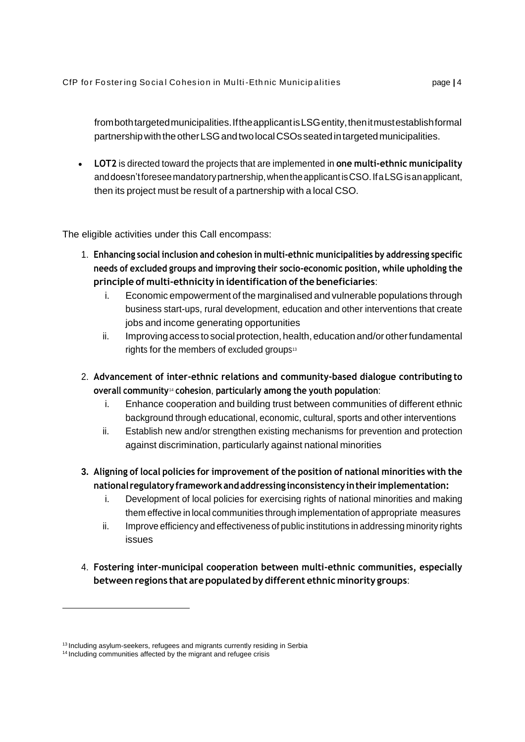from both targeted municipalities. If the applicant is LSG entity, then it must establish formal partnership with the other LSG and two local CSOs seated in targeted municipalities.

- **LOT2** is directed toward the projects that are implemented in **one multi-ethnic municipality** and doesn't foresee mandatory partnership, when the applicant is CSO. If a LSG is an applicant, then its project must be result of a partnership with a local CSO.

The eligible activities under this Call encompass:

1. **Enhancing social inclusion and cohesion in multi-ethnic municipalities by addressing specific needs of excluded groups and improving their socio-economic position, while upholding the principle of multi-ethnicity in identification of the beneficiaries**:
    i. Economic empowerment of the marginalised and vulnerable populations through business start-ups, rural development, education and other interventions that create jobs and income generating opportunities
    ii. Improving access to social protection, health, education and/or other fundamental rights for the members of excluded groups[13]

2. **Advancement of inter-ethnic relations and community-based dialogue contributing to overall community[14] cohesion**, **particularly among the youth population**:
    i. Enhance cooperation and building trust between communities of different ethnic background through educational, economic, cultural, sports and other interventions
    ii. Establish new and/or strengthen existing mechanisms for prevention and protection against discrimination, particularly against national minorities

3. **Aligning of local policies for improvement of the position of national minorities with the national regulatory framework and addressing inconsistency in their implementation:**
    i. Development of local policies for exercising rights of national minorities and making them effective in local communities through implementation of appropriate measures
    ii. Improve efficiency and effectiveness of public institutions in addressing minority rights issues

4. **Fostering inter-municipal cooperation between multi-ethnic communities, especially between regions that are populated by different ethnic minority groups**:

---

[13] Including asylum-seekers, refugees and migrants currently residing in Serbia

[14] Including communities affected by the migrant and refugee crisis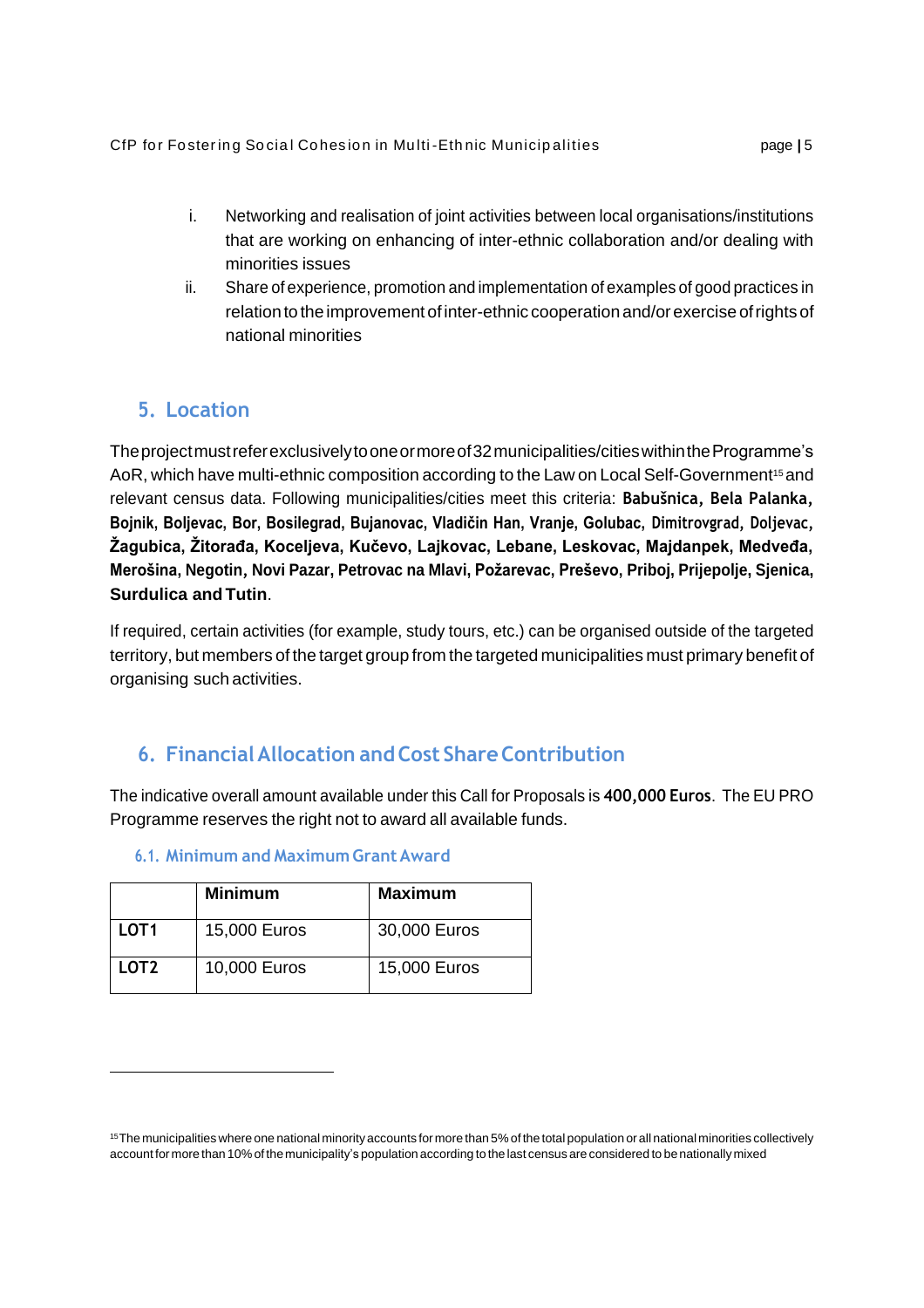i. Networking and realisation of joint activities between local organisations/institutions that are working on enhancing of inter-ethnic collaboration and/or dealing with minorities issues
ii. Share of experience, promotion and implementation of examples of good practices in relation to the improvement of inter-ethnic cooperation and/or exercise of rights of national minorities

## 5. Location

The project must refer exclusively to one or more of 32 municipalities/cities within the Programme's AoR, which have multi-ethnic composition according to the Law on Local Self-Government[15] and relevant census data. Following municipalities/cities meet this criteria: **Babušnica, Bela Palanka, Bojnik, Boljevac, Bor, Bosilegrad, Bujanovac, Vladičin Han, Vranje, Golubac, Dimitrovgrad, Doljevac, Žagubica, Žitorađa, Koceljeva, Kučevo, Lajkovac, Lebane, Leskovac, Majdanpek, Medveđa, Merošina, Negotin, Novi Pazar, Petrovac na Mlavi, Požarevac, Preševo, Priboj, Prijepolje, Sjenica, Surdulica and Tutin**.

If required, certain activities (for example, study tours, etc.) can be organised outside of the targeted territory, but members of the target group from the targeted municipalities must primary benefit of organising such activities.

## 6. Financial Allocation and Cost Share Contribution

The indicative overall amount available under this Call for Proposals is **400,000 Euros**. The EU PRO Programme reserves the right not to award all available funds.

### 6.1. Minimum and Maximum Grant Award

| | **Minimum** | **Maximum** |
|---|---|---|
| **LOT1** | 15,000 Euros | 30,000 Euros |
| **LOT2** | 10,000 Euros | 15,000 Euros |

---

[15] The municipalities where one national minority accounts for more than 5% of the total population or all national minorities collectively account for more than 10% of the municipality's population according to the last census are considered to be nationally mixed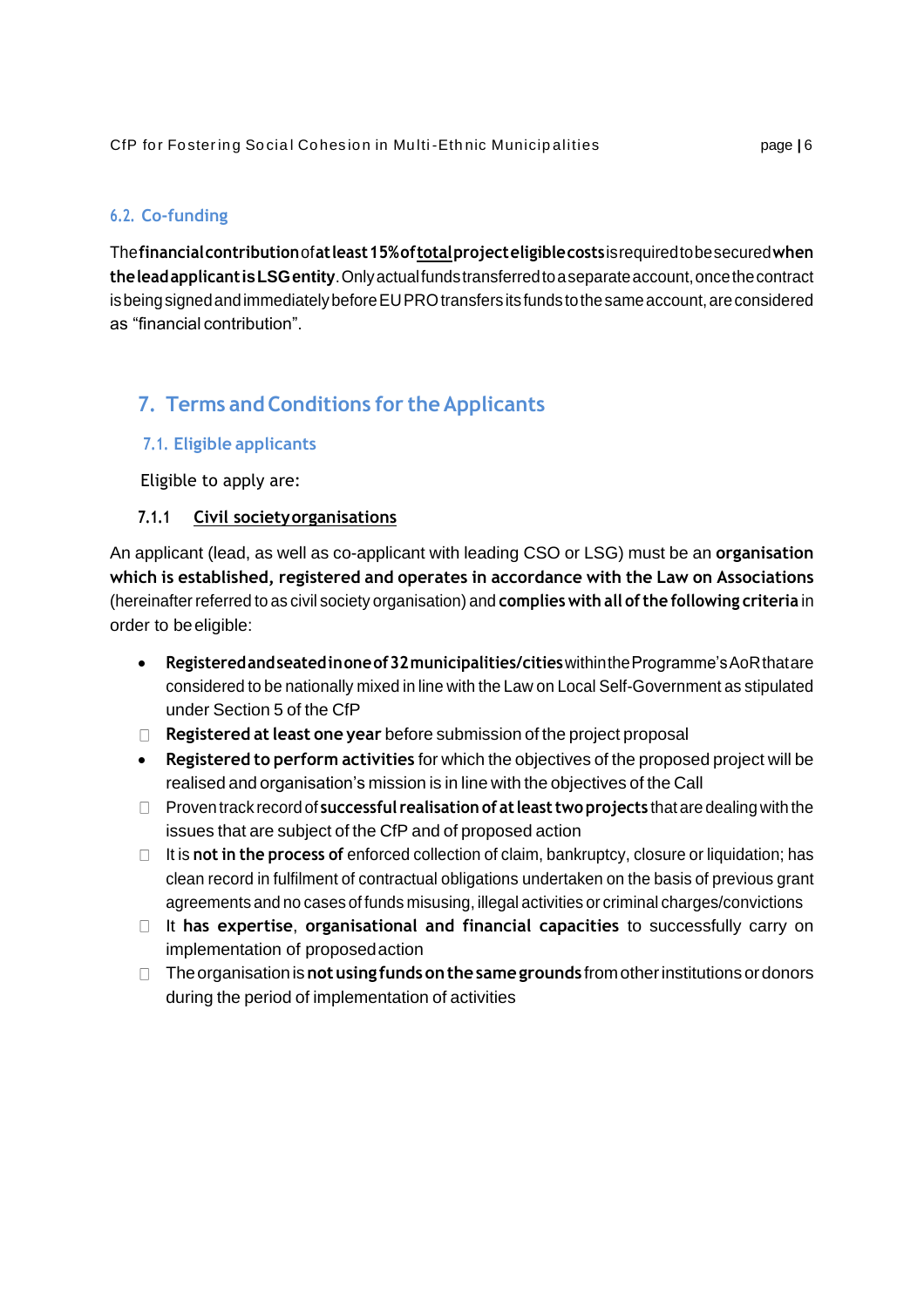### 6.2. Co-funding

The **financial contribution** of **at least 15% of <u>total</u> project eligible costs** is required to be secured **when the lead applicant is LSG entity**. Only actual funds transferred to a separate account, once the contract is being signed and immediately before EU PRO transfers its funds to the same account, are considered as “financial contribution”.

## 7. Terms and Conditions for the Applicants

### 7.1. Eligible applicants

Eligible to apply are:

#### 7.1.1 <u>Civil society organisations</u>

An applicant (lead, as well as co-applicant with leading CSO or LSG) must be an **organisation which is established, registered and operates in accordance with the Law on Associations** (hereinafter referred to as civil society organisation) and **complies with all of the following criteria** in order to be eligible:

- **Registered and seated in one of 32 municipalities/cities** within the Programme's AoR that are considered to be nationally mixed in line with the Law on Local Self-Government as stipulated under Section 5 of the CfP
- **Registered at least one year** before submission of the project proposal
- **Registered to perform activities** for which the objectives of the proposed project will be realised and organisation's mission is in line with the objectives of the Call
- Proven track record of **successful realisation of at least two projects** that are dealing with the issues that are subject of the CfP and of proposed action
- It is **not in the process of** enforced collection of claim, bankruptcy, closure or liquidation; has clean record in fulfilment of contractual obligations undertaken on the basis of previous grant agreements and no cases of funds misusing, illegal activities or criminal charges/convictions
- It **has expertise**, **organisational and financial capacities** to successfully carry on implementation of proposed action
- The organisation is **not using funds on the same grounds** from other institutions or donors during the period of implementation of activities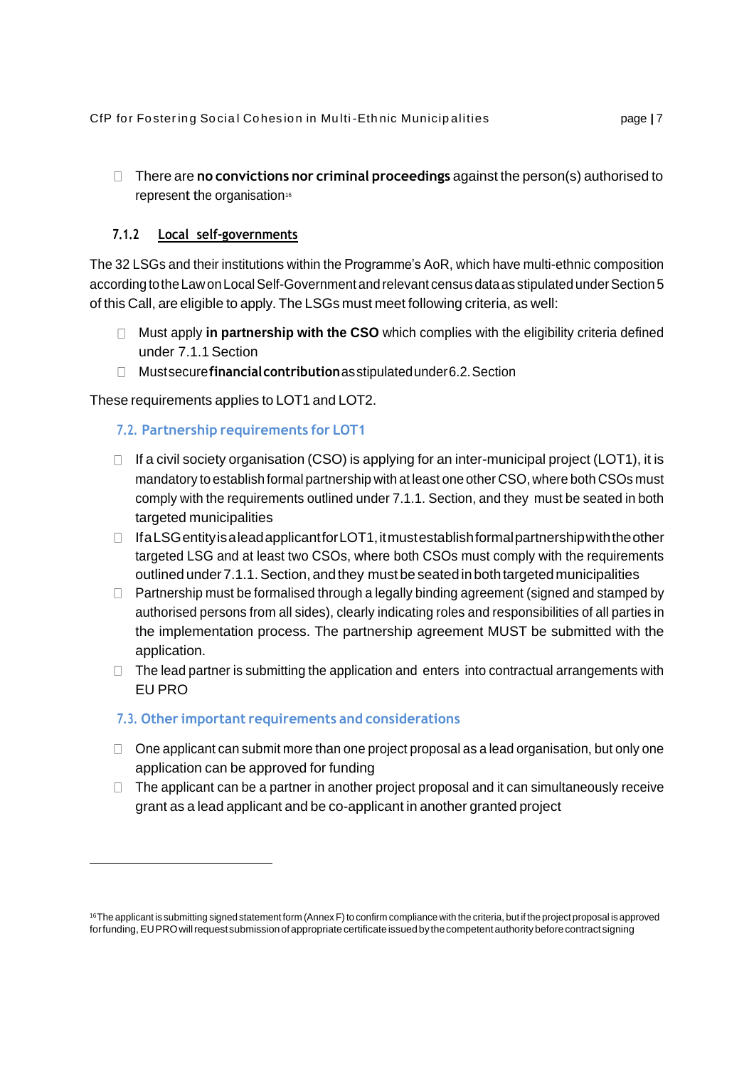- There are **no convictions nor criminal proceedings** against the person(s) authorised to represent the organisation[16]

#### 7.1.2 Local self-governments

The 32 LSGs and their institutions within the Programme's AoR, which have multi-ethnic composition according to the Law on Local Self-Government and relevant census data as stipulated under Section 5 of this Call, are eligible to apply. The LSGs must meet following criteria, as well:

- Must apply **in partnership with the CSO** which complies with the eligibility criteria defined under 7.1.1 Section
- Must secure **financial contribution** as stipulated under 6.2. Section

These requirements applies to LOT1 and LOT2.

### 7.2. Partnership requirements for LOT1

- If a civil society organisation (CSO) is applying for an inter-municipal project (LOT1), it is mandatory to establish formal partnership with at least one other CSO, where both CSOs must comply with the requirements outlined under 7.1.1. Section, and they must be seated in both targeted municipalities
- If a LSG entity is a lead applicant for LOT1, it must establish formal partnership with the other targeted LSG and at least two CSOs, where both CSOs must comply with the requirements outlined under 7.1.1. Section, and they must be seated in both targeted municipalities
- Partnership must be formalised through a legally binding agreement (signed and stamped by authorised persons from all sides), clearly indicating roles and responsibilities of all parties in the implementation process. The partnership agreement MUST be submitted with the application.
- The lead partner is submitting the application and enters into contractual arrangements with EU PRO

### 7.3. Other important requirements and considerations

- One applicant can submit more than one project proposal as a lead organisation, but only one application can be approved for funding
- The applicant can be a partner in another project proposal and it can simultaneously receive grant as a lead applicant and be co-applicant in another granted project

---

[16] The applicant is submitting signed statement form (Annex F) to confirm compliance with the criteria, but if the project proposal is approved for funding, EU PRO will request submission of appropriate certificate issued by the competent authority before contract signing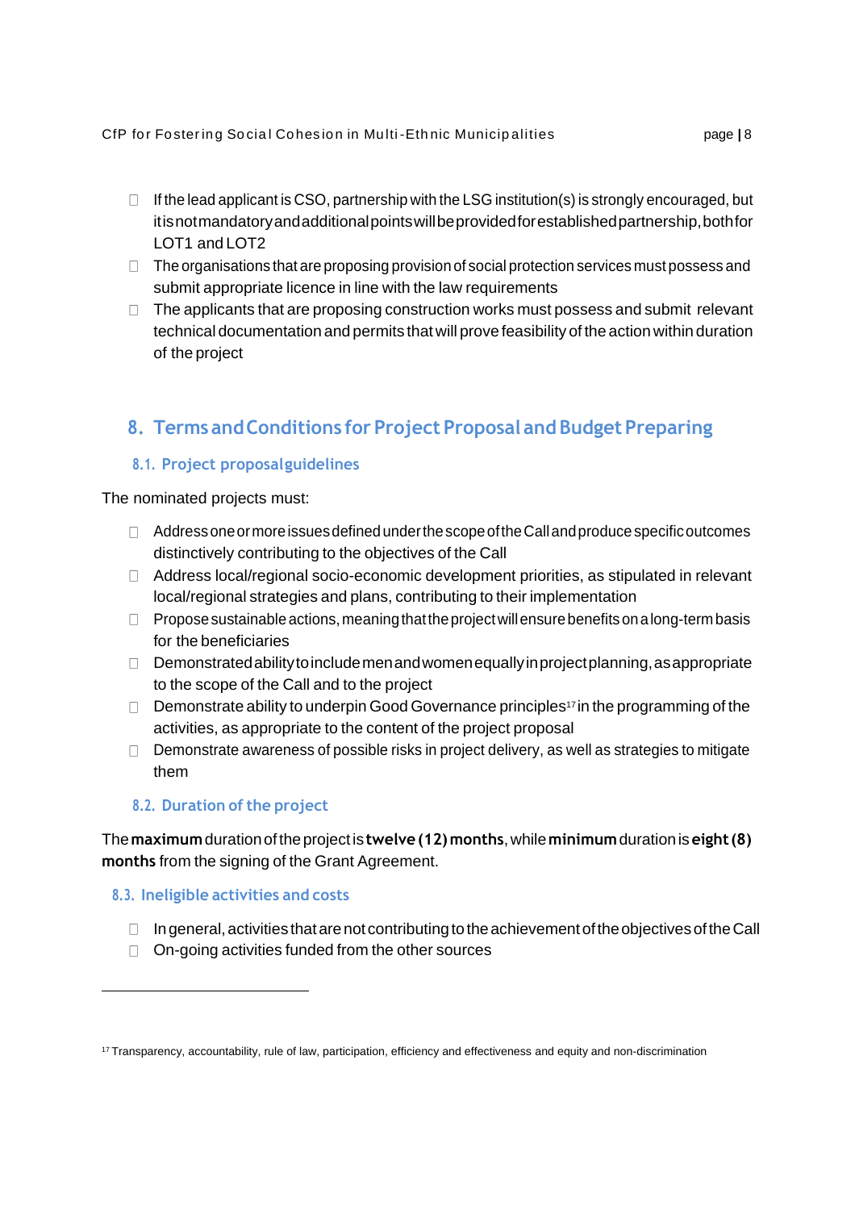- If the lead applicant is CSO, partnership with the LSG institution(s) is strongly encouraged, but it is not mandatory and additional points will be provided for established partnership, both for LOT1 and LOT2
- The organisations that are proposing provision of social protection services must possess and submit appropriate licence in line with the law requirements
- The applicants that are proposing construction works must possess and submit relevant technical documentation and permits that will prove feasibility of the action within duration of the project

## 8. Terms and Conditions for Project Proposal and Budget Preparing

### 8.1. Project proposal guidelines

The nominated projects must:

- Address one or more issues defined under the scope of the Call and produce specific outcomes distinctively contributing to the objectives of the Call
- Address local/regional socio-economic development priorities, as stipulated in relevant local/regional strategies and plans, contributing to their implementation
- Propose sustainable actions, meaning that the project will ensure benefits on a long-term basis for the beneficiaries
- Demonstrated ability to include men and women equally in project planning, as appropriate to the scope of the Call and to the project
- Demonstrate ability to underpin Good Governance principles[17] in the programming of the activities, as appropriate to the content of the project proposal
- Demonstrate awareness of possible risks in project delivery, as well as strategies to mitigate them

### 8.2. Duration of the project

The **maximum** duration of the project is **twelve (12) months**, while **minimum** duration is **eight (8) months** from the signing of the Grant Agreement.

### 8.3. Ineligible activities and costs

- In general, activities that are not contributing to the achievement of the objectives of the Call
- On-going activities funded from the other sources

[17] Transparency, accountability, rule of law, participation, efficiency and effectiveness and equity and non-discrimination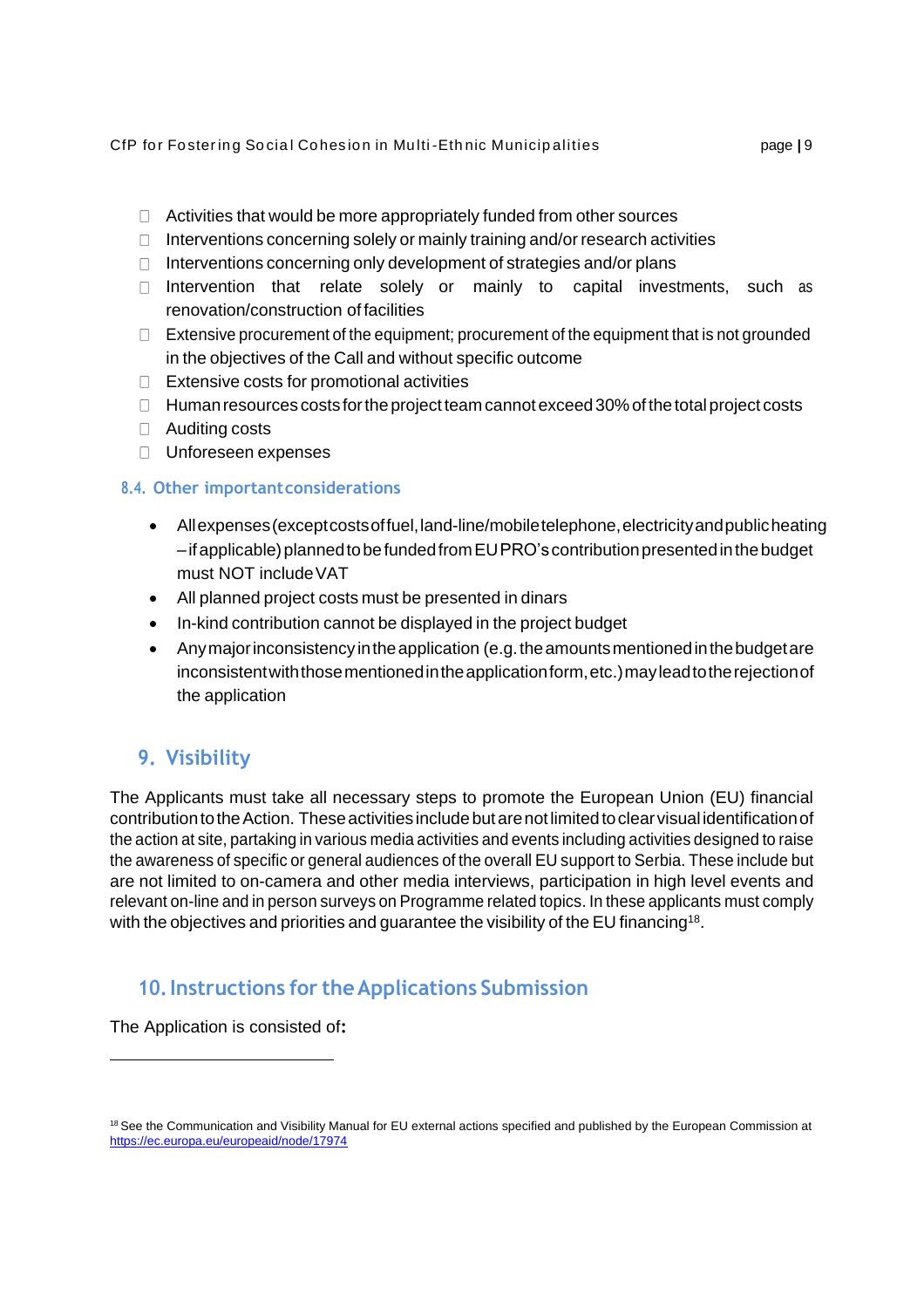- Activities that would be more appropriately funded from other sources
- Interventions concerning solely or mainly training and/or research activities
- Interventions concerning only development of strategies and/or plans
- Intervention that relate solely or mainly to capital investments, such as renovation/construction of facilities
- Extensive procurement of the equipment; procurement of the equipment that is not grounded in the objectives of the Call and without specific outcome
- Extensive costs for promotional activities
- Human resources costs for the project team cannot exceed 30% of the total project costs
- Auditing costs
- Unforeseen expenses

### 8.4. Other important considerations

- All expenses (except costs of fuel, land-line/mobile telephone, electricity and public heating – if applicable) planned to be funded from EU PRO's contribution presented in the budget must NOT include VAT
- All planned project costs must be presented in dinars
- In-kind contribution cannot be displayed in the project budget
- Any major inconsistency in the application (e.g. the amounts mentioned in the budget are inconsistent with those mentioned in the application form, etc.) may lead to the rejection of the application

## 9. Visibility

The Applicants must take all necessary steps to promote the European Union (EU) financial contribution to the Action. These activities include but are not limited to clear visual identification of the action at site, partaking in various media activities and events including activities designed to raise the awareness of specific or general audiences of the overall EU support to Serbia. These include but are not limited to on-camera and other media interviews, participation in high level events and relevant on-line and in person surveys on Programme related topics. In these applicants must comply with the objectives and priorities and guarantee the visibility of the EU financing[18].

## 10. Instructions for the Applications Submission

The Application is consisted of**:**

---

[18] See the Communication and Visibility Manual for EU external actions specified and published by the European Commission at https://ec.europa.eu/europeaid/node/17974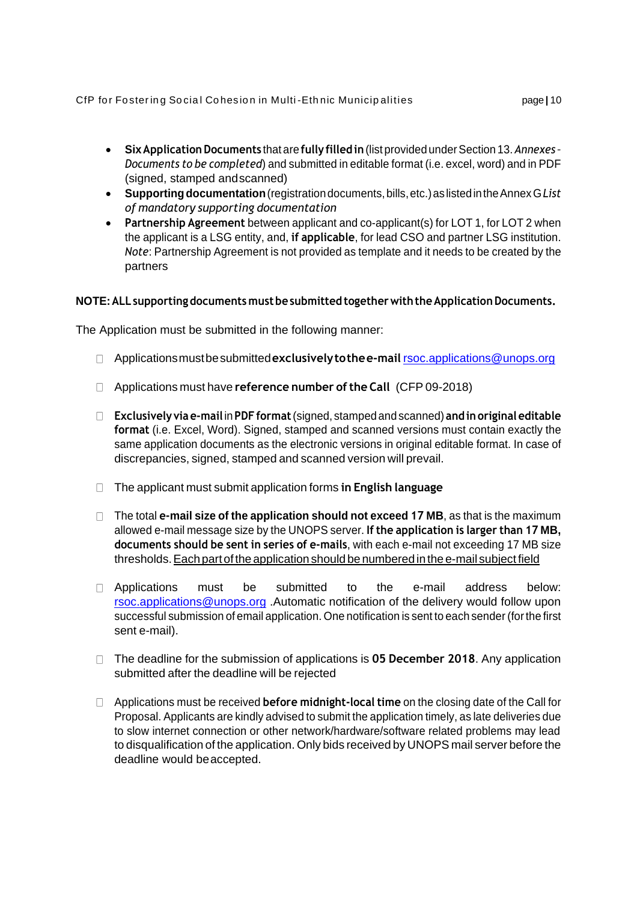- **Six Application Documents** that are **fully filled in** (list provided under Section 13. *Annexes - Documents to be completed*) and submitted in editable format (i.e. excel, word) and in PDF (signed, stamped and scanned)
- **Supporting documentation** (registration documents, bills, etc.) as listed in the Annex G *List of mandatory supporting documentation*
- **Partnership Agreement** between applicant and co-applicant(s) for LOT 1, for LOT 2 when the applicant is a LSG entity, and, **if applicable**, for lead CSO and partner LSG institution. *Note*: Partnership Agreement is not provided as template and it needs to be created by the partners

**NOTE: ALL supporting documents must be submitted together with the Application Documents.**

The Application must be submitted in the following manner:

- Applications must be submitted **exclusively to the e-mail** rsoc.applications@unops.org
- Applications must have **reference number of the Call** (CFP 09-2018)
- **Exclusively via e-mail** in **PDF format** (signed, stamped and scanned) **and in original editable format** (i.e. Excel, Word). Signed, stamped and scanned versions must contain exactly the same application documents as the electronic versions in original editable format. In case of discrepancies, signed, stamped and scanned version will prevail.
- The applicant must submit application forms **in English language**
- The total **e-mail size of the application should not exceed 17 MB**, as that is the maximum allowed e-mail message size by the UNOPS server. **If the application is larger than 17 MB, documents should be sent in series of e-mails**, with each e-mail not exceeding 17 MB size thresholds. <u>Each part of the application should be numbered in the e-mail subject field</u>
- Applications must be submitted to the e-mail address below: rsoc.applications@unops.org .Automatic notification of the delivery would follow upon successful submission of email application. One notification is sent to each sender (for the first sent e-mail).
- The deadline for the submission of applications is **05 December 2018**. Any application submitted after the deadline will be rejected
- Applications must be received **before midnight-local time** on the closing date of the Call for Proposal. Applicants are kindly advised to submit the application timely, as late deliveries due to slow internet connection or other network/hardware/software related problems may lead to disqualification of the application. Only bids received by UNOPS mail server before the deadline would be accepted.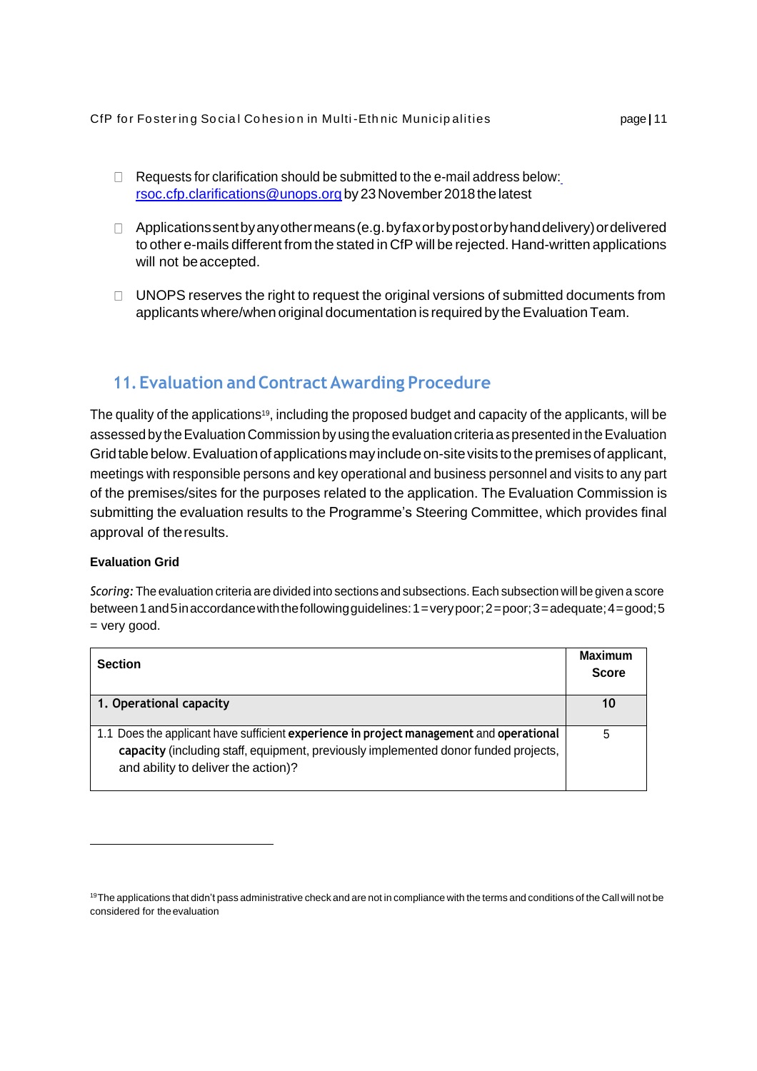- Requests for clarification should be submitted to the e-mail address below: rsoc.cfp.clarifications@unops.org by 23 November 2018 the latest
- Applications sent by any other means (e.g. by fax or by post or by hand delivery) or delivered to other e-mails different from the stated in CfP will be rejected. Hand-written applications will not be accepted.
- UNOPS reserves the right to request the original versions of submitted documents from applicants where/when original documentation is required by the Evaluation Team.

## 11. Evaluation and Contract Awarding Procedure

The quality of the applications[19], including the proposed budget and capacity of the applicants, will be assessed by the Evaluation Commission by using the evaluation criteria as presented in the Evaluation Grid table below. Evaluation of applications may include on-site visits to the premises of applicant, meetings with responsible persons and key operational and business personnel and visits to any part of the premises/sites for the purposes related to the application. The Evaluation Commission is submitting the evaluation results to the Programme's Steering Committee, which provides final approval of the results.

**Evaluation Grid**

*Scoring:* The evaluation criteria are divided into sections and subsections. Each subsection will be given a score between 1 and 5 in accordance with the following guidelines: 1 = very poor; 2 = poor; 3 = adequate; 4 = good; 5 = very good.

| Section | Maximum Score |
|---|---|
| **1. Operational capacity** | **10** |
| 1.1 Does the applicant have sufficient **experience in project management** and **operational capacity** (including staff, equipment, previously implemented donor funded projects, and ability to deliver the action)? | 5 |

[19] The applications that didn't pass administrative check and are not in compliance with the terms and conditions of the Call will not be considered for the evaluation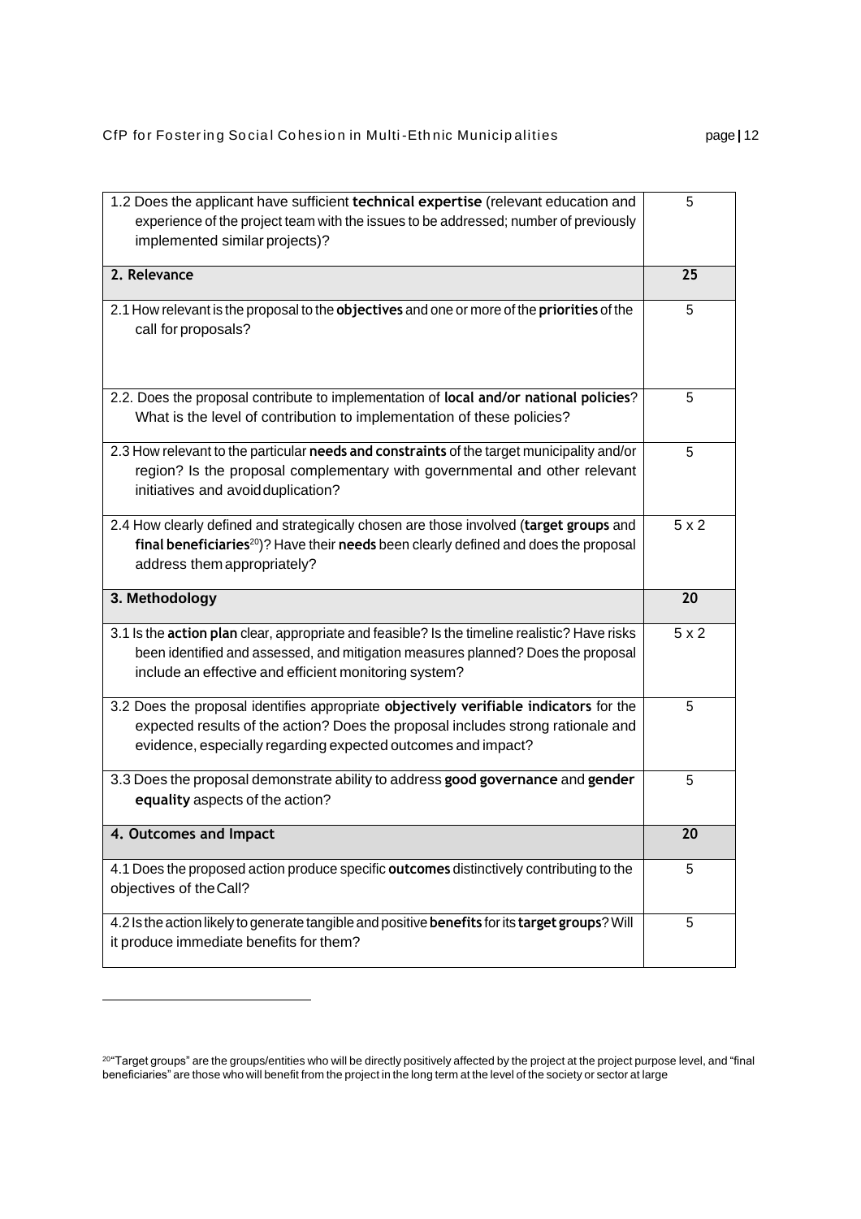| | |
|---|---|
| 1.2 Does the applicant have sufficient **technical expertise** (relevant education and experience of the project team with the issues to be addressed; number of previously implemented similar projects)? | 5 |
| **2. Relevance** | **25** |
| 2.1 How relevant is the proposal to the **objectives** and one or more of the **priorities** of the call for proposals? | 5 |
| 2.2. Does the proposal contribute to implementation of **local and/or national policies**? What is the level of contribution to implementation of these policies? | 5 |
| 2.3 How relevant to the particular **needs and constraints** of the target municipality and/or region? Is the proposal complementary with governmental and other relevant initiatives and avoid duplication? | 5 |
| 2.4 How clearly defined and strategically chosen are those involved (**target groups** and **final beneficiaries**[20])? Have their **needs** been clearly defined and does the proposal address them appropriately? | 5 x 2 |
| **3. Methodology** | **20** |
| 3.1 Is the **action plan** clear, appropriate and feasible? Is the timeline realistic? Have risks been identified and assessed, and mitigation measures planned? Does the proposal include an effective and efficient monitoring system? | 5 x 2 |
| 3.2 Does the proposal identifies appropriate **objectively verifiable indicators** for the expected results of the action? Does the proposal includes strong rationale and evidence, especially regarding expected outcomes and impact? | 5 |
| 3.3 Does the proposal demonstrate ability to address **good governance** and **gender equality** aspects of the action? | 5 |
| **4. Outcomes and Impact** | **20** |
| 4.1 Does the proposed action produce specific **outcomes** distinctively contributing to the objectives of the Call? | 5 |
| 4.2 Is the action likely to generate tangible and positive **benefits** for its **target groups**? Will it produce immediate benefits for them? | 5 |

[20] "Target groups" are the groups/entities who will be directly positively affected by the project at the project purpose level, and "final beneficiaries" are those who will benefit from the project in the long term at the level of the society or sector at large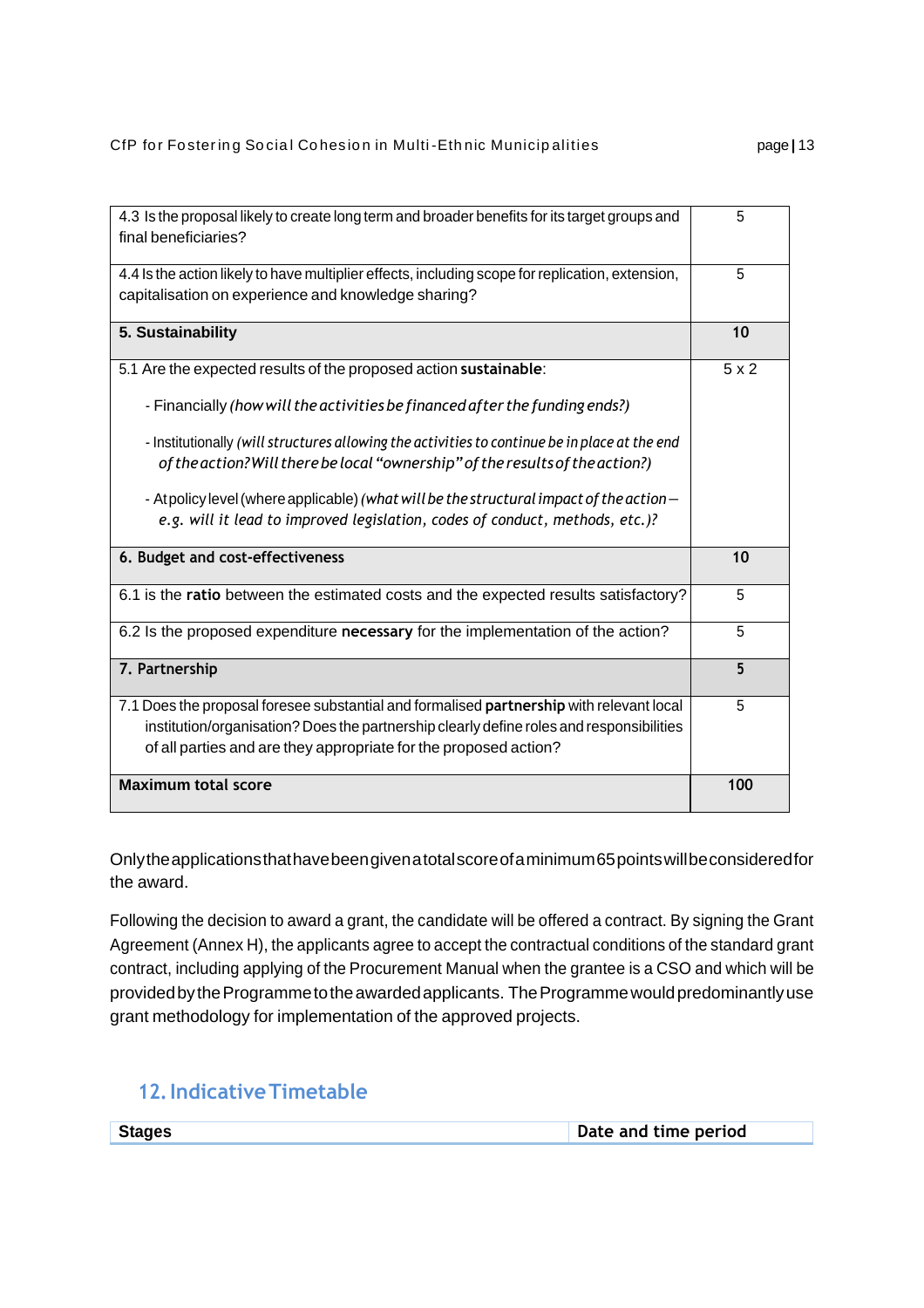| | |
|---|---|
| 4.3 Is the proposal likely to create long term and broader benefits for its target groups and final beneficiaries? | 5 |
| 4.4 Is the action likely to have multiplier effects, including scope for replication, extension, capitalisation on experience and knowledge sharing? | 5 |
| **5. Sustainability** | **10** |
| 5.1 Are the expected results of the proposed action **sustainable**:<br><br>- Financially *(how will the activities be financed after the funding ends?)*<br><br>- Institutionally *(will structures allowing the activities to continue be in place at the end of the action? Will there be local "ownership" of the results of the action?)*<br><br>- At policy level (where applicable) *(what will be the structural impact of the action – e.g. will it lead to improved legislation, codes of conduct, methods, etc.)?* | 5 x 2 |
| **6. Budget and cost-effectiveness** | **10** |
| 6.1 is the **ratio** between the estimated costs and the expected results satisfactory? | 5 |
| 6.2 Is the proposed expenditure **necessary** for the implementation of the action? | 5 |
| **7. Partnership** | **5** |
| 7.1 Does the proposal foresee substantial and formalised **partnership** with relevant local institution/organisation? Does the partnership clearly define roles and responsibilities of all parties and are they appropriate for the proposed action? | 5 |
| **Maximum total score** | **100** |

Only the applications that have been given a total score of a minimum 65 points will be considered for the award.

Following the decision to award a grant, the candidate will be offered a contract. By signing the Grant Agreement (Annex H), the applicants agree to accept the contractual conditions of the standard grant contract, including applying of the Procurement Manual when the grantee is a CSO and which will be provided by the Programme to the awarded applicants. The Programme would predominantly use grant methodology for implementation of the approved projects.

## 12. Indicative Timetable

| Stages | Date and time period |
|---|---|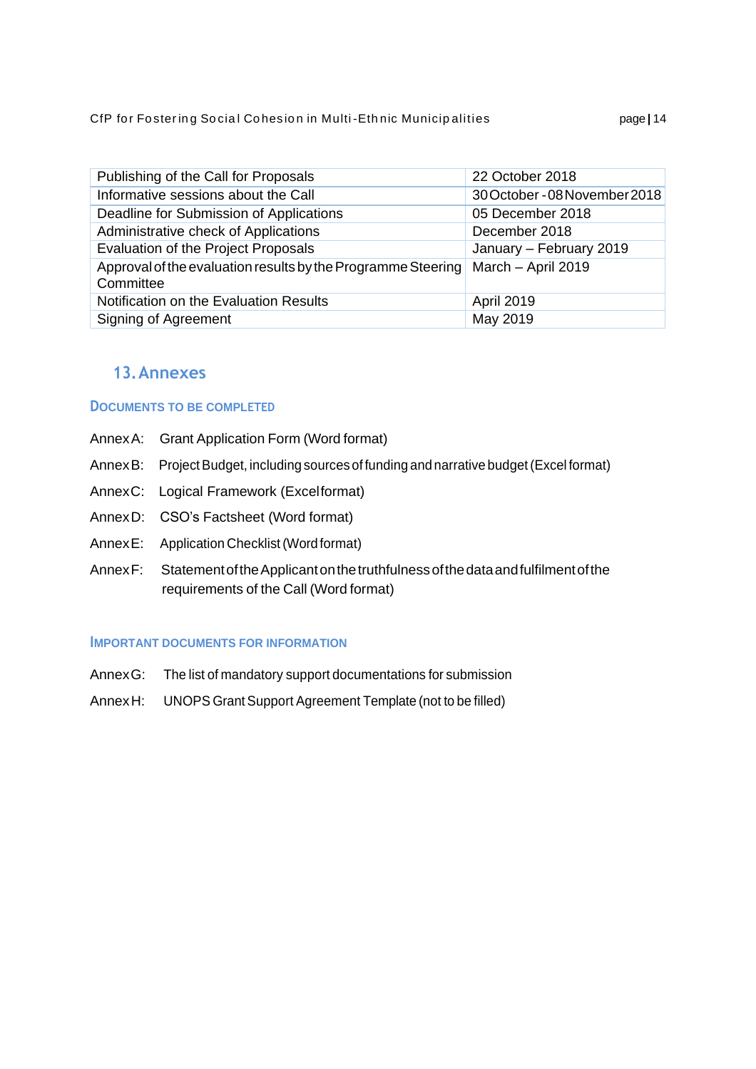| | |
|---|---|
| Publishing of the Call for Proposals | 22 October 2018 |
| Informative sessions about the Call | 30 October - 08 November 2018 |
| Deadline for Submission of Applications | 05 December 2018 |
| Administrative check of Applications | December 2018 |
| Evaluation of the Project Proposals | January – February 2019 |
| Approval of the evaluation results by the Programme Steering Committee | March – April 2019 |
| Notification on the Evaluation Results | April 2019 |
| Signing of Agreement | May 2019 |

## 13. Annexes

### DOCUMENTS TO BE COMPLETED

Annex A: Grant Application Form (Word format)

Annex B: Project Budget, including sources of funding and narrative budget (Excel format)

Annex C: Logical Framework (Excel format)

Annex D: CSO's Factsheet (Word format)

Annex E: Application Checklist (Word format)

Annex F: Statement of the Applicant on the truthfulness of the data and fulfilment of the requirements of the Call (Word format)

### IMPORTANT DOCUMENTS FOR INFORMATION

Annex G: The list of mandatory support documentations for submission

Annex H: UNOPS Grant Support Agreement Template (not to be filled)